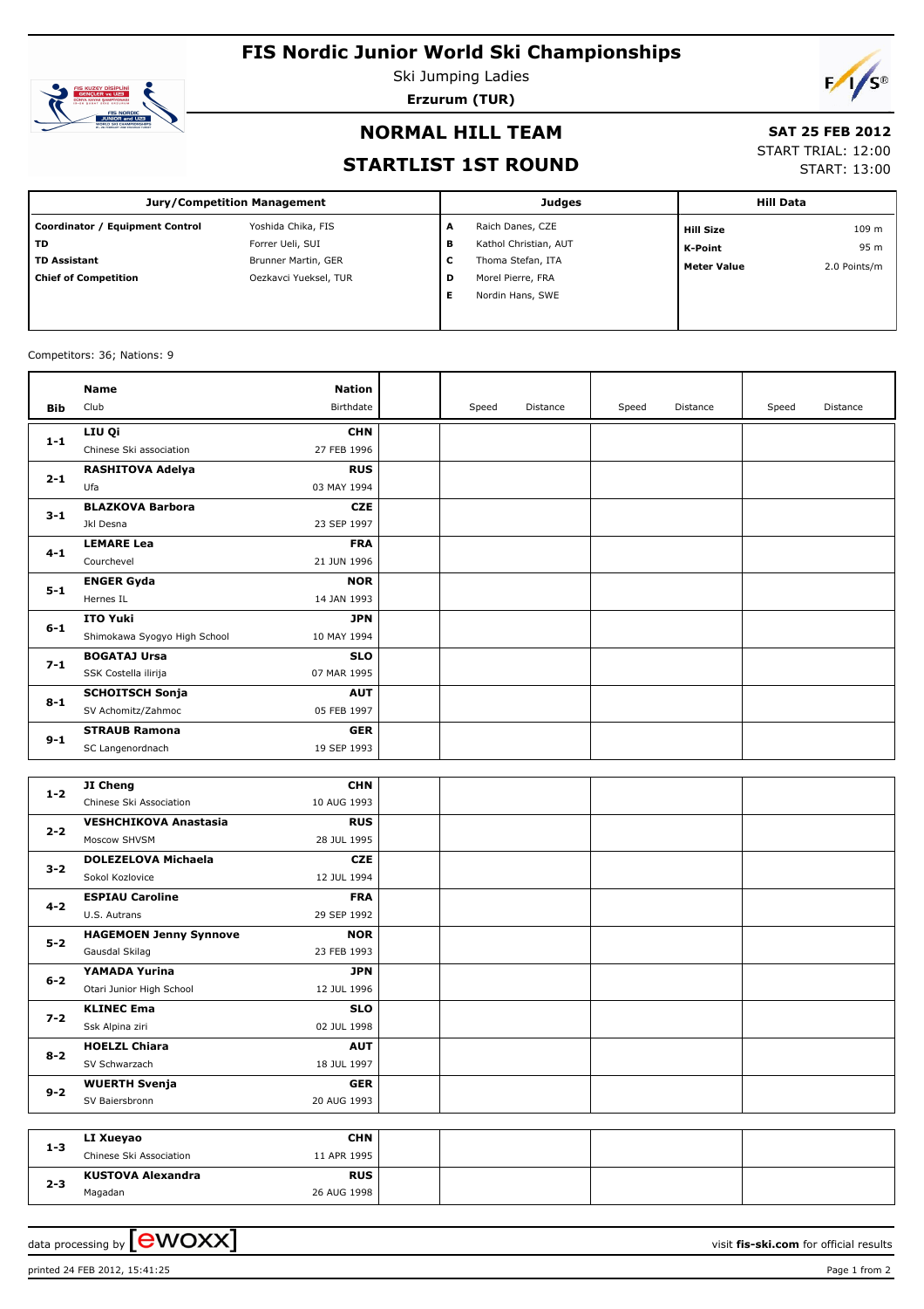# FIS Nordic Junior World Ski Championships

Ski Jumping Ladies

**Erzurum (TUR)**

## NORMAL HILL TEAM

## STARTLIST 1ST ROUND

**SAT 25 FEB 2012**

START TRIAL: 12:00

START: 13:00

| Jury/Competition Management | | Judges | | Hill Data | |
|---|---|---|---|---|---|
| **Coordinator / Equipment Control** | Yoshida Chika, FIS | A | Raich Danes, CZE | **Hill Size** | 109 m |
| **TD** | Forrer Ueli, SUI | B | Kathol Christian, AUT | **K-Point** | 95 m |
| **TD Assistant** | Brunner Martin, GER | C | Thoma Stefan, ITA | **Meter Value** | 2.0 Points/m |
| **Chief of Competition** | Oezkavci Yueksel, TUR | D | Morel Pierre, FRA | | |
| | | E | Nordin Hans, SWE | | |

Competitors: 36; Nations: 9

| Bib | Name / Club | Nation / Birthdate | | Speed | Distance | Speed | Distance | Speed | Distance |
|---|---|---|---|---|---|---|---|---|---|
| 1-1 | **LIU Qi** Chinese Ski association | **CHN** 27 FEB 1996 | | | | | | | |
| 2-1 | **RASHITOVA Adelya** Ufa | **RUS** 03 MAY 1994 | | | | | | | |
| 3-1 | **BLAZKOVA Barbora** Jkl Desna | **CZE** 23 SEP 1997 | | | | | | | |
| 4-1 | **LEMARE Lea** Courchevel | **FRA** 21 JUN 1996 | | | | | | | |
| 5-1 | **ENGER Gyda** Hernes IL | **NOR** 14 JAN 1993 | | | | | | | |
| 6-1 | **ITO Yuki** Shimokawa Syogyo High School | **JPN** 10 MAY 1994 | | | | | | | |
| 7-1 | **BOGATAJ Ursa** SSK Costella ilirija | **SLO** 07 MAR 1995 | | | | | | | |
| 8-1 | **SCHOITSCH Sonja** SV Achomitz/Zahmoc | **AUT** 05 FEB 1997 | | | | | | | |
| 9-1 | **STRAUB Ramona** SC Langenordnach | **GER** 19 SEP 1993 | | | | | | | |
| 1-2 | **JI Cheng** Chinese Ski Association | **CHN** 10 AUG 1993 | | | | | | | |
| 2-2 | **VESHCHIKOVA Anastasia** Moscow SHVSM | **RUS** 28 JUL 1995 | | | | | | | |
| 3-2 | **DOLEZELOVA Michaela** Sokol Kozlovice | **CZE** 12 JUL 1994 | | | | | | | |
| 4-2 | **ESPIAU Caroline** U.S. Autrans | **FRA** 29 SEP 1992 | | | | | | | |
| 5-2 | **HAGEMOEN Jenny Synnove** Gausdal Skilag | **NOR** 23 FEB 1993 | | | | | | | |
| 6-2 | **YAMADA Yurina** Otari Junior High School | **JPN** 12 JUL 1996 | | | | | | | |
| 7-2 | **KLINEC Ema** Ssk Alpina ziri | **SLO** 02 JUL 1998 | | | | | | | |
| 8-2 | **HOELZL Chiara** SV Schwarzach | **AUT** 18 JUL 1997 | | | | | | | |
| 9-2 | **WUERTH Svenja** SV Baiersbronn | **GER** 20 AUG 1993 | | | | | | | |
| 1-3 | **LI Xueyao** Chinese Ski Association | **CHN** 11 APR 1995 | | | | | | | |
| 2-3 | **KUSTOVA Alexandra** Magadan | **RUS** 26 AUG 1998 | | | | | | | |

data processing by ewoxx — visit **fis-ski.com** for official results

printed 24 FEB 2012, 15:41:25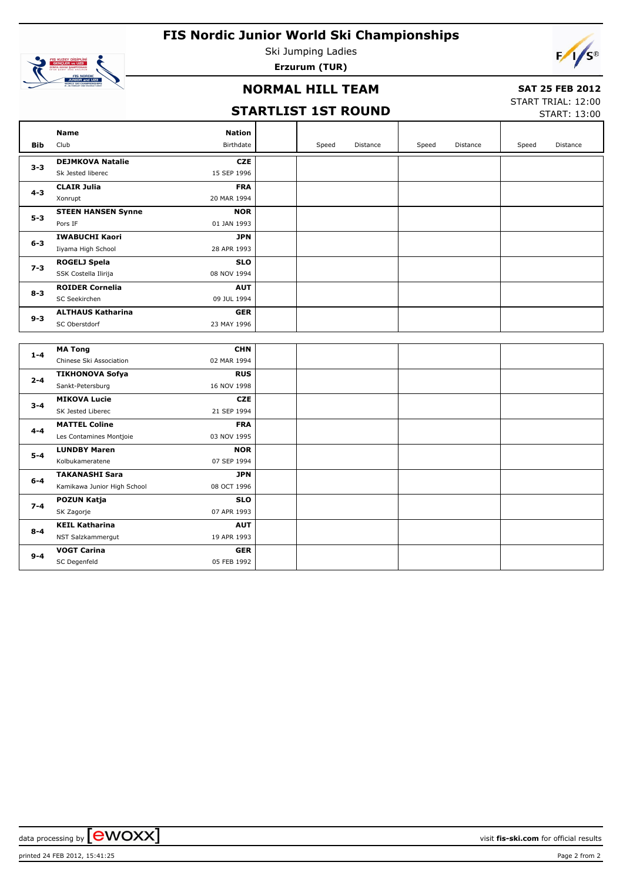# FIS Nordic Junior World Ski Championships

Ski Jumping Ladies

**Erzurum (TUR)**

## NORMAL HILL TEAM

## STARTLIST 1ST ROUND

**SAT 25 FEB 2012**

START TRIAL: 12:00

START: 13:00

| Bib | Name / Club | Nation / Birthdate | | Speed | Distance | Speed | Distance | Speed | Distance |
|---|---|---|---|---|---|---|---|---|---|
| 3-3 | **DEJMKOVA Natalie**<br>Sk Jested liberec | **CZE**<br>15 SEP 1996 | | | | | | | |
| 4-3 | **CLAIR Julia**<br>Xonrupt | **FRA**<br>20 MAR 1994 | | | | | | | |
| 5-3 | **STEEN HANSEN Synne**<br>Pors IF | **NOR**<br>01 JAN 1993 | | | | | | | |
| 6-3 | **IWABUCHI Kaori**<br>Iiyama High School | **JPN**<br>28 APR 1993 | | | | | | | |
| 7-3 | **ROGELJ Spela**<br>SSK Costella Ilirija | **SLO**<br>08 NOV 1994 | | | | | | | |
| 8-3 | **ROIDER Cornelia**<br>SC Seekirchen | **AUT**<br>09 JUL 1994 | | | | | | | |
| 9-3 | **ALTHAUS Katharina**<br>SC Oberstdorf | **GER**<br>23 MAY 1996 | | | | | | | |
| 1-4 | **MA Tong**<br>Chinese Ski Association | **CHN**<br>02 MAR 1994 | | | | | | | |
| 2-4 | **TIKHONOVA Sofya**<br>Sankt-Petersburg | **RUS**<br>16 NOV 1998 | | | | | | | |
| 3-4 | **MIKOVA Lucie**<br>SK Jested Liberec | **CZE**<br>21 SEP 1994 | | | | | | | |
| 4-4 | **MATTEL Coline**<br>Les Contamines Montjoie | **FRA**<br>03 NOV 1995 | | | | | | | |
| 5-4 | **LUNDBY Maren**<br>Kolbukameratene | **NOR**<br>07 SEP 1994 | | | | | | | |
| 6-4 | **TAKANASHI Sara**<br>Kamikawa Junior High School | **JPN**<br>08 OCT 1996 | | | | | | | |
| 7-4 | **POZUN Katja**<br>SK Zagorje | **SLO**<br>07 APR 1993 | | | | | | | |
| 8-4 | **KEIL Katharina**<br>NST Salzkammergut | **AUT**<br>19 APR 1993 | | | | | | | |
| 9-4 | **VOGT Carina**<br>SC Degenfeld | **GER**<br>05 FEB 1992 | | | | | | | |

data processing by [ewoxx]

visit **fis-ski.com** for official results

printed 24 FEB 2012, 15:41:25